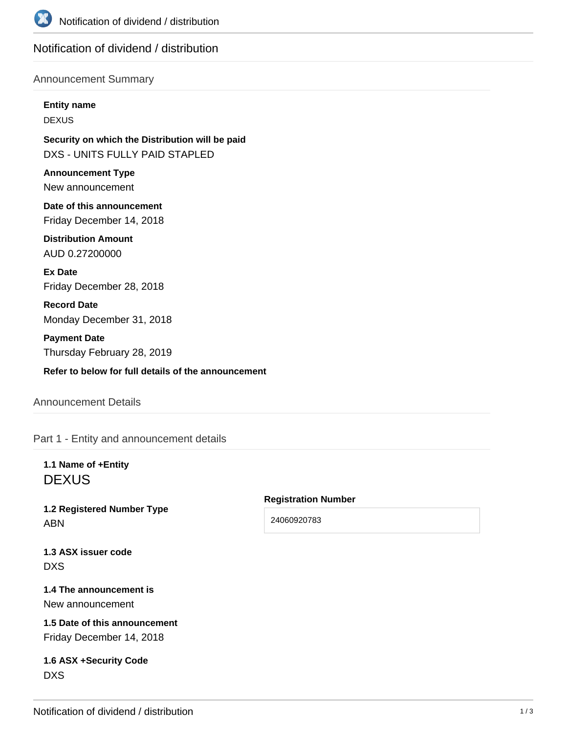# Notification of dividend / distribution

## Announcement Summary

**Entity name**

DEXUS

**Security on which the Distribution will be paid**

DXS - UNITS FULLY PAID STAPLED

**Announcement Type**

New announcement

**Date of this announcement**

Friday December 14, 2018

**Distribution Amount**

AUD 0.27200000

**Ex Date**

Friday December 28, 2018

**Record Date**

Monday December 31, 2018

**Payment Date**

Thursday February 28, 2019

**Refer to below for full details of the announcement**

## Announcement Details

### Part 1 - Entity and announcement details

**1.1 Name of +Entity**

DEXUS

**1.2 Registered Number Type**

ABN

**Registration Number**

24060920783

**1.3 ASX issuer code**

DXS

**1.4 The announcement is**

New announcement

**1.5 Date of this announcement**

Friday December 14, 2018

**1.6 ASX +Security Code**

DXS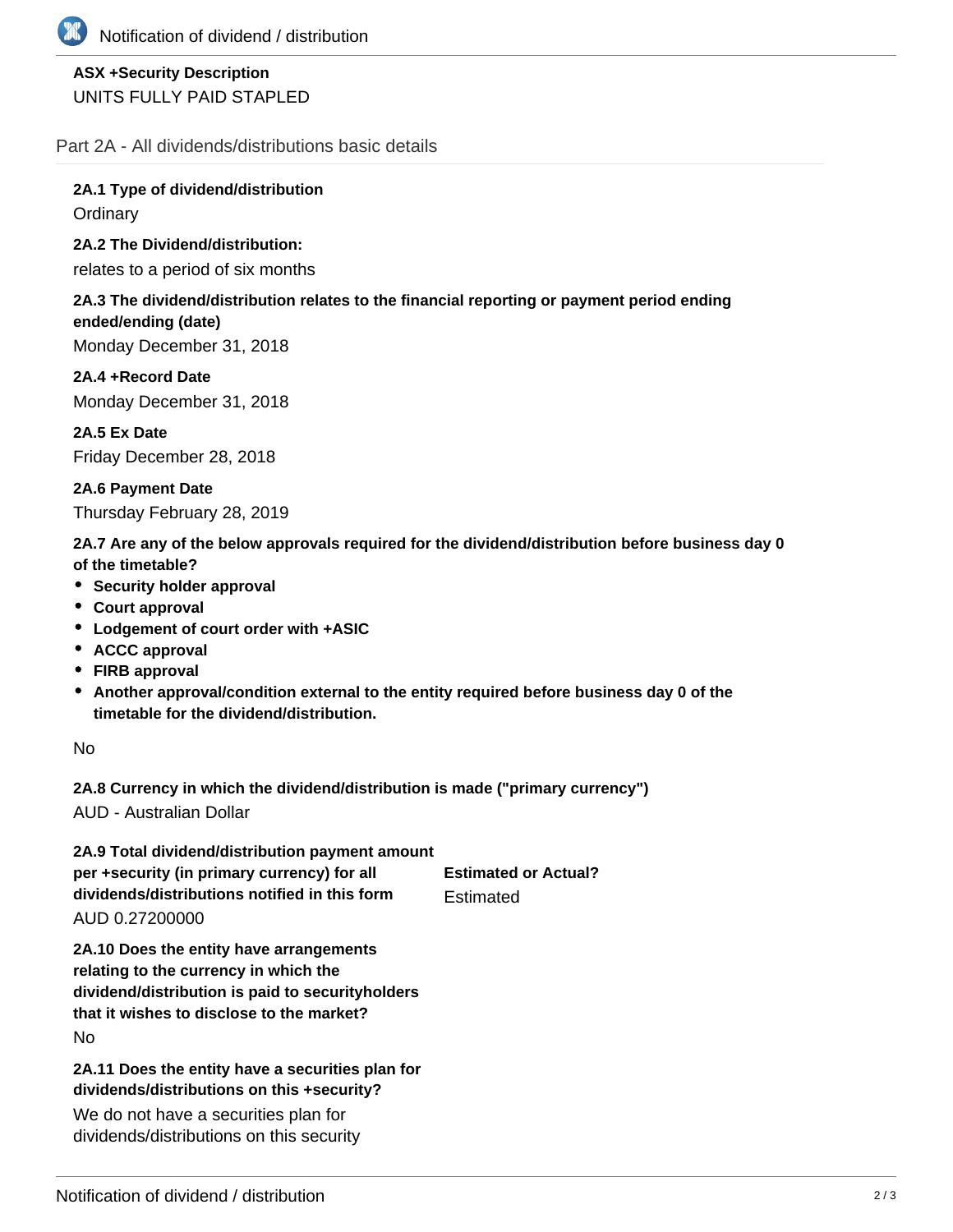**ASX +Security Description**

UNITS FULLY PAID STAPLED

## Part 2A - All dividends/distributions basic details

**2A.1 Type of dividend/distribution**

Ordinary

**2A.2 The Dividend/distribution:**

relates to a period of six months

**2A.3 The dividend/distribution relates to the financial reporting or payment period ending ended/ending (date)**

Monday December 31, 2018

**2A.4 +Record Date**

Monday December 31, 2018

**2A.5 Ex Date**

Friday December 28, 2018

**2A.6 Payment Date**

Thursday February 28, 2019

**2A.7 Are any of the below approvals required for the dividend/distribution before business day 0 of the timetable?**

- **Security holder approval**
- **Court approval**
- **Lodgement of court order with +ASIC**
- **ACCC approval**
- **FIRB approval**
- **Another approval/condition external to the entity required before business day 0 of the timetable for the dividend/distribution.**

No

**2A.8 Currency in which the dividend/distribution is made ("primary currency")**

AUD - Australian Dollar

**2A.9 Total dividend/distribution payment amount per +security (in primary currency) for all dividends/distributions notified in this form**

AUD 0.27200000

**Estimated or Actual?**

Estimated

**2A.10 Does the entity have arrangements relating to the currency in which the dividend/distribution is paid to securityholders that it wishes to disclose to the market?**

No

**2A.11 Does the entity have a securities plan for dividends/distributions on this +security?**

We do not have a securities plan for dividends/distributions on this security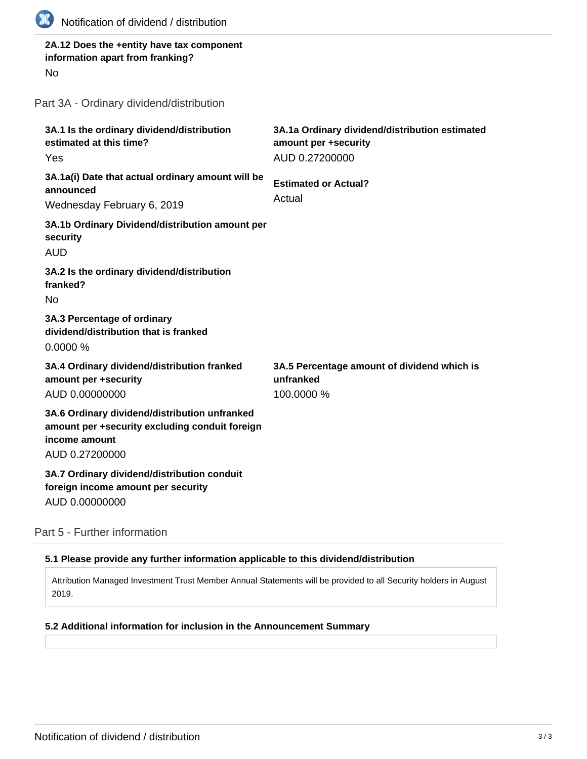**2A.12 Does the +entity have tax component information apart from franking?**

No

## Part 3A - Ordinary dividend/distribution

**3A.1 Is the ordinary dividend/distribution estimated at this time?**

Yes

**3A.1a Ordinary dividend/distribution estimated amount per +security**

AUD 0.27200000

**3A.1a(i) Date that actual ordinary amount will be announced**

Wednesday February 6, 2019

**Estimated or Actual?**

Actual

**3A.1b Ordinary Dividend/distribution amount per security**

AUD

**3A.2 Is the ordinary dividend/distribution franked?**

No

**3A.3 Percentage of ordinary dividend/distribution that is franked**

0.0000 %

**3A.4 Ordinary dividend/distribution franked amount per +security**

AUD 0.00000000

**3A.5 Percentage amount of dividend which is unfranked**

100.0000 %

**3A.6 Ordinary dividend/distribution unfranked amount per +security excluding conduit foreign income amount**

AUD 0.27200000

**3A.7 Ordinary dividend/distribution conduit foreign income amount per security**

AUD 0.00000000

## Part 5 - Further information

**5.1 Please provide any further information applicable to this dividend/distribution**

Attribution Managed Investment Trust Member Annual Statements will be provided to all Security holders in August 2019.

**5.2 Additional information for inclusion in the Announcement Summary**